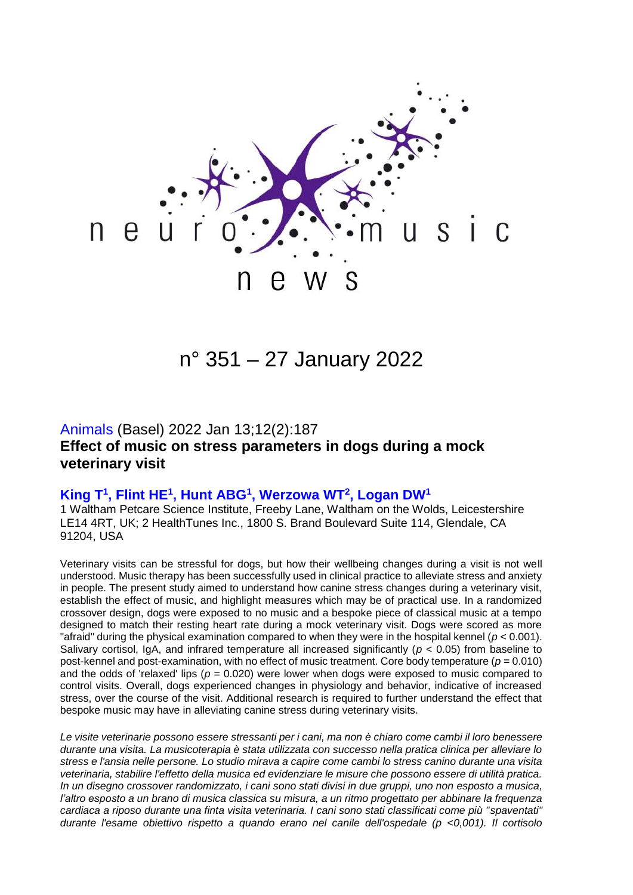neuro music news

n° 351 – 27 January 2022

Animals (Basel) 2022 Jan 13;12(2):187

## Effect of music on stress parameters in dogs during a mock veterinary visit

**King T[1], Flint HE[1], Hunt ABG[1], Werzowa WT[2], Logan DW[1]**

1 Waltham Petcare Science Institute, Freeby Lane, Waltham on the Wolds, Leicestershire LE14 4RT, UK; 2 HealthTunes Inc., 1800 S. Brand Boulevard Suite 114, Glendale, CA 91204, USA

Veterinary visits can be stressful for dogs, but how their wellbeing changes during a visit is not well understood. Music therapy has been successfully used in clinical practice to alleviate stress and anxiety in people. The present study aimed to understand how canine stress changes during a veterinary visit, establish the effect of music, and highlight measures which may be of practical use. In a randomized crossover design, dogs were exposed to no music and a bespoke piece of classical music at a tempo designed to match their resting heart rate during a mock veterinary visit. Dogs were scored as more "afraid" during the physical examination compared to when they were in the hospital kennel ($p < 0.001$). Salivary cortisol, IgA, and infrared temperature all increased significantly ($p < 0.05$) from baseline to post-kennel and post-examination, with no effect of music treatment. Core body temperature ($p = 0.010$) and the odds of 'relaxed' lips ($p = 0.020$) were lower when dogs were exposed to music compared to control visits. Overall, dogs experienced changes in physiology and behavior, indicative of increased stress, over the course of the visit. Additional research is required to further understand the effect that bespoke music may have in alleviating canine stress during veterinary visits.

*Le visite veterinarie possono essere stressanti per i cani, ma non è chiaro come cambi il loro benessere durante una visita. La musicoterapia è stata utilizzata con successo nella pratica clinica per alleviare lo stress e l'ansia nelle persone. Lo studio mirava a capire come cambi lo stress canino durante una visita veterinaria, stabilire l'effetto della musica ed evidenziare le misure che possono essere di utilità pratica. In un disegno crossover randomizzato, i cani sono stati divisi in due gruppi, uno non esposto a musica, l'altro esposto a un brano di musica classica su misura, a un ritmo progettato per abbinare la frequenza cardiaca a riposo durante una finta visita veterinaria. I cani sono stati classificati come più "spaventati" durante l'esame obiettivo rispetto a quando erano nel canile dell'ospedale (p <0,001). Il cortisolo*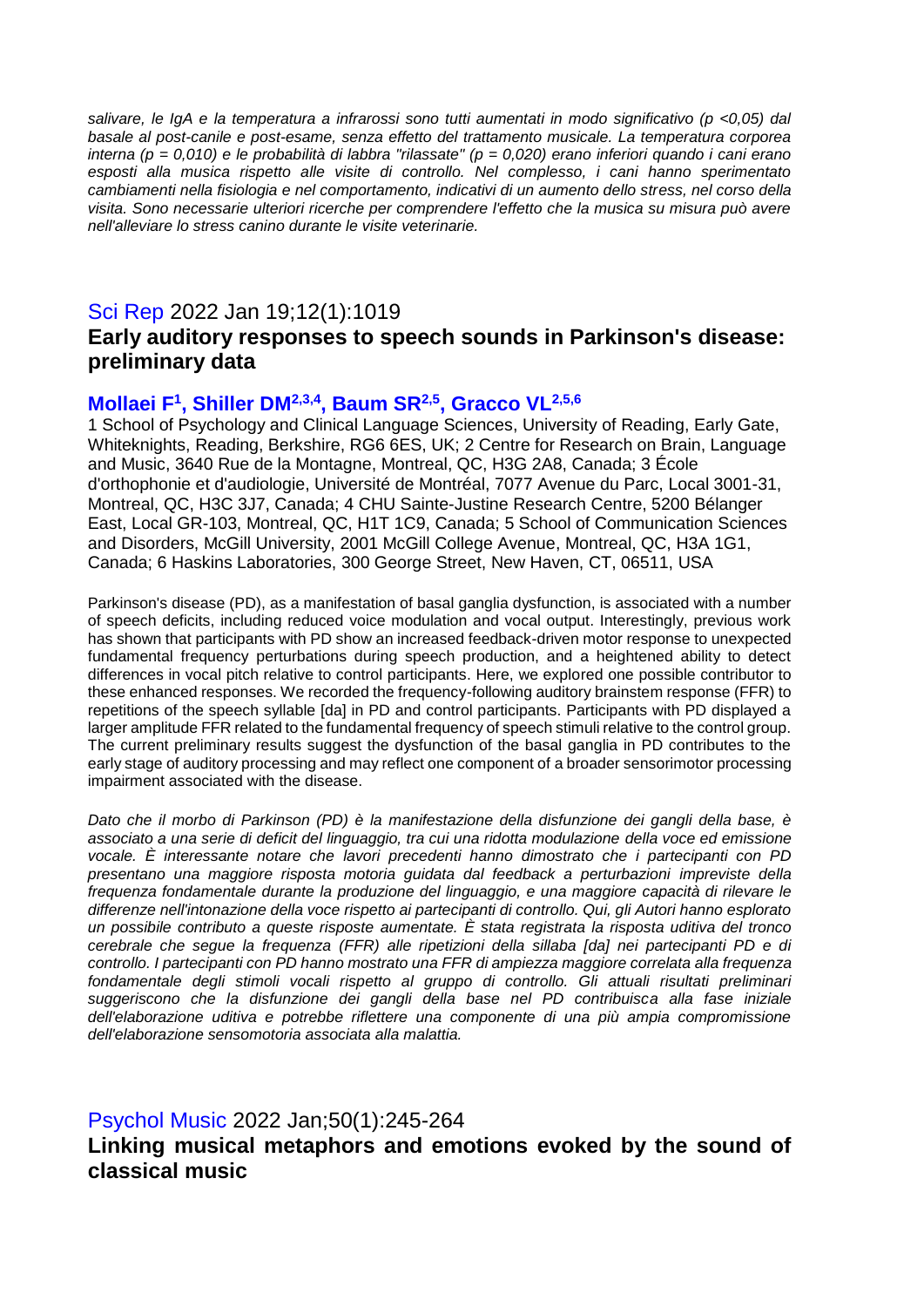*salivare, le IgA e la temperatura a infrarossi sono tutti aumentati in modo significativo ($p < 0,05$) dal basale al post-canile e post-esame, senza effetto del trattamento musicale. La temperatura corporea interna ($p = 0,010$) e le probabilità di labbra "rilassate" ($p = 0,020$) erano inferiori quando i cani erano esposti alla musica rispetto alle visite di controllo. Nel complesso, i cani hanno sperimentato cambiamenti nella fisiologia e nel comportamento, indicativi di un aumento dello stress, nel corso della visita. Sono necessarie ulteriori ricerche per comprendere l'effetto che la musica su misura può avere nell'alleviare lo stress canino durante le visite veterinarie.*

Sci Rep 2022 Jan 19;12(1):1019

## Early auditory responses to speech sounds in Parkinson's disease: preliminary data

**Mollaei F[1], Shiller DM[2,3,4], Baum SR[2,5], Gracco VL[2,5,6]**

1 School of Psychology and Clinical Language Sciences, University of Reading, Early Gate, Whiteknights, Reading, Berkshire, RG6 6ES, UK; 2 Centre for Research on Brain, Language and Music, 3640 Rue de la Montagne, Montreal, QC, H3G 2A8, Canada; 3 École d'orthophonie et d'audiologie, Université de Montréal, 7077 Avenue du Parc, Local 3001-31, Montreal, QC, H3C 3J7, Canada; 4 CHU Sainte-Justine Research Centre, 5200 Bélanger East, Local GR-103, Montreal, QC, H1T 1C9, Canada; 5 School of Communication Sciences and Disorders, McGill University, 2001 McGill College Avenue, Montreal, QC, H3A 1G1, Canada; 6 Haskins Laboratories, 300 George Street, New Haven, CT, 06511, USA

Parkinson's disease (PD), as a manifestation of basal ganglia dysfunction, is associated with a number of speech deficits, including reduced voice modulation and vocal output. Interestingly, previous work has shown that participants with PD show an increased feedback-driven motor response to unexpected fundamental frequency perturbations during speech production, and a heightened ability to detect differences in vocal pitch relative to control participants. Here, we explored one possible contributor to these enhanced responses. We recorded the frequency-following auditory brainstem response (FFR) to repetitions of the speech syllable [da] in PD and control participants. Participants with PD displayed a larger amplitude FFR related to the fundamental frequency of speech stimuli relative to the control group. The current preliminary results suggest the dysfunction of the basal ganglia in PD contributes to the early stage of auditory processing and may reflect one component of a broader sensorimotor processing impairment associated with the disease.

*Dato che il morbo di Parkinson (PD) è la manifestazione della disfunzione dei gangli della base, è associato a una serie di deficit del linguaggio, tra cui una ridotta modulazione della voce ed emissione vocale. È interessante notare che lavori precedenti hanno dimostrato che i partecipanti con PD presentano una maggiore risposta motoria guidata dal feedback a perturbazioni impreviste della frequenza fondamentale durante la produzione del linguaggio, e una maggiore capacità di rilevare le differenze nell'intonazione della voce rispetto ai partecipanti di controllo. Qui, gli Autori hanno esplorato un possibile contributo a queste risposte aumentate. È stata registrata la risposta uditiva del tronco cerebrale che segue la frequenza (FFR) alle ripetizioni della sillaba [da] nei partecipanti PD e di controllo. I partecipanti con PD hanno mostrato una FFR di ampiezza maggiore correlata alla frequenza fondamentale degli stimoli vocali rispetto al gruppo di controllo. Gli attuali risultati preliminari suggeriscono che la disfunzione dei gangli della base nel PD contribuisca alla fase iniziale dell'elaborazione uditiva e potrebbe riflettere una componente di una più ampia compromissione dell'elaborazione sensomotoria associata alla malattia.*

Psychol Music 2022 Jan;50(1):245-264

## Linking musical metaphors and emotions evoked by the sound of classical music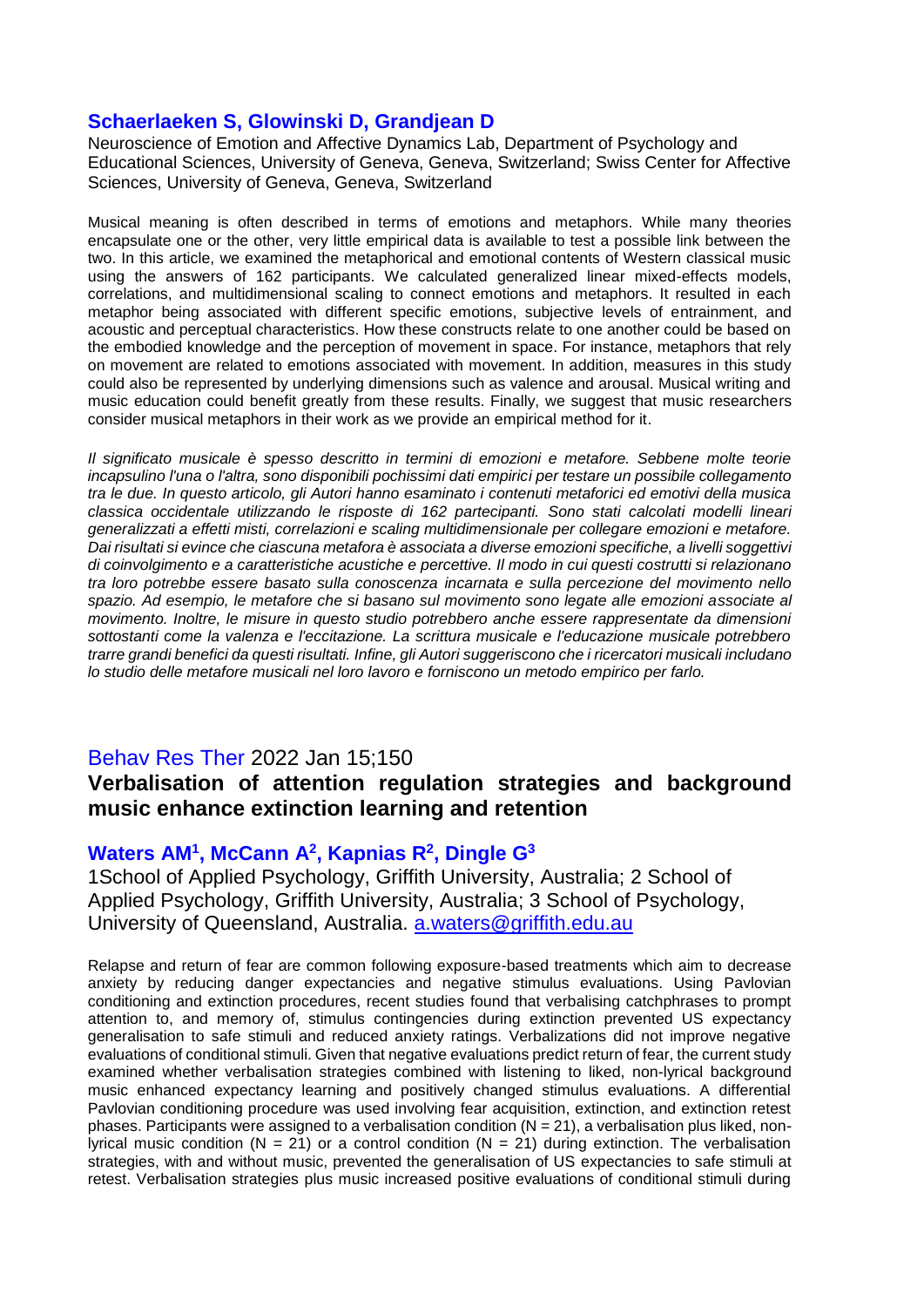### Schaerlaeken S, Glowinski D, Grandjean D

Neuroscience of Emotion and Affective Dynamics Lab, Department of Psychology and Educational Sciences, University of Geneva, Geneva, Switzerland; Swiss Center for Affective Sciences, University of Geneva, Geneva, Switzerland

Musical meaning is often described in terms of emotions and metaphors. While many theories encapsulate one or the other, very little empirical data is available to test a possible link between the two. In this article, we examined the metaphorical and emotional contents of Western classical music using the answers of 162 participants. We calculated generalized linear mixed-effects models, correlations, and multidimensional scaling to connect emotions and metaphors. It resulted in each metaphor being associated with different specific emotions, subjective levels of entrainment, and acoustic and perceptual characteristics. How these constructs relate to one another could be based on the embodied knowledge and the perception of movement in space. For instance, metaphors that rely on movement are related to emotions associated with movement. In addition, measures in this study could also be represented by underlying dimensions such as valence and arousal. Musical writing and music education could benefit greatly from these results. Finally, we suggest that music researchers consider musical metaphors in their work as we provide an empirical method for it.

*Il significato musicale è spesso descritto in termini di emozioni e metafore. Sebbene molte teorie incapsulino l'una o l'altra, sono disponibili pochissimi dati empirici per testare un possibile collegamento tra le due. In questo articolo, gli Autori hanno esaminato i contenuti metaforici ed emotivi della musica classica occidentale utilizzando le risposte di 162 partecipanti. Sono stati calcolati modelli lineari generalizzati a effetti misti, correlazioni e scaling multidimensionale per collegare emozioni e metafore. Dai risultati si evince che ciascuna metafora è associata a diverse emozioni specifiche, a livelli soggettivi di coinvolgimento e a caratteristiche acustiche e percettive. Il modo in cui questi costrutti si relazionano tra loro potrebbe essere basato sulla conoscenza incarnata e sulla percezione del movimento nello spazio. Ad esempio, le metafore che si basano sul movimento sono legate alle emozioni associate al movimento. Inoltre, le misure in questo studio potrebbero anche essere rappresentate da dimensioni sottostanti come la valenza e l'eccitazione. La scrittura musicale e l'educazione musicale potrebbero trarre grandi benefici da questi risultati. Infine, gli Autori suggeriscono che i ricercatori musicali includano lo studio delle metafore musicali nel loro lavoro e forniscono un metodo empirico per farlo.*

Behav Res Ther 2022 Jan 15;150

## Verbalisation of attention regulation strategies and background music enhance extinction learning and retention

### Waters AM[1], McCann A[2], Kapnias R[2], Dingle G[3]

1School of Applied Psychology, Griffith University, Australia; 2 School of Applied Psychology, Griffith University, Australia; 3 School of Psychology, University of Queensland, Australia. a.waters@griffith.edu.au

Relapse and return of fear are common following exposure-based treatments which aim to decrease anxiety by reducing danger expectancies and negative stimulus evaluations. Using Pavlovian conditioning and extinction procedures, recent studies found that verbalising catchphrases to prompt attention to, and memory of, stimulus contingencies during extinction prevented US expectancy generalisation to safe stimuli and reduced anxiety ratings. Verbalizations did not improve negative evaluations of conditional stimuli. Given that negative evaluations predict return of fear, the current study examined whether verbalisation strategies combined with listening to liked, non-lyrical background music enhanced expectancy learning and positively changed stimulus evaluations. A differential Pavlovian conditioning procedure was used involving fear acquisition, extinction, and extinction retest phases. Participants were assigned to a verbalisation condition ($N = 21$), a verbalisation plus liked, non-lyrical music condition ($N = 21$) or a control condition ($N = 21$) during extinction. The verbalisation strategies, with and without music, prevented the generalisation of US expectancies to safe stimuli at retest. Verbalisation strategies plus music increased positive evaluations of conditional stimuli during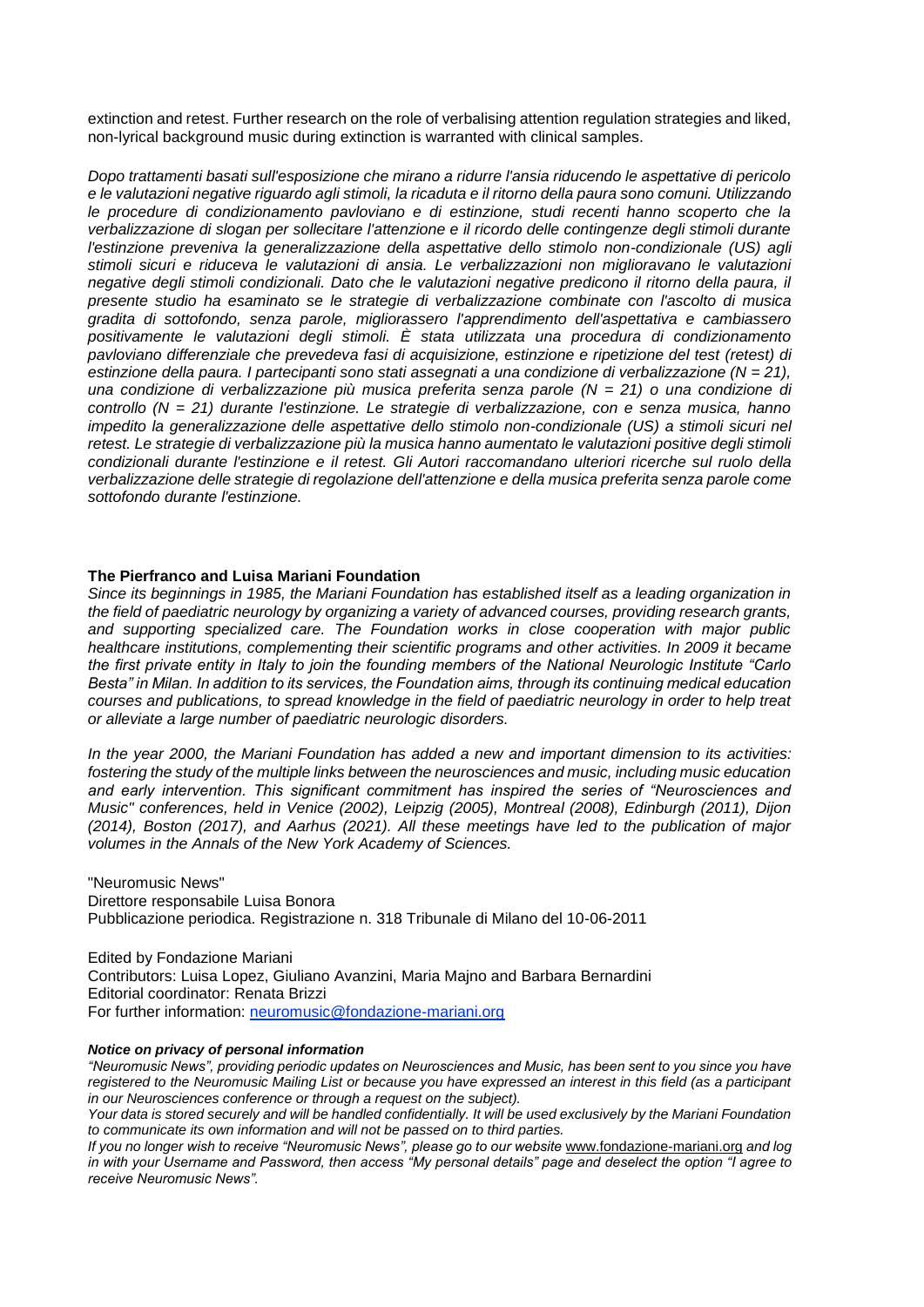extinction and retest. Further research on the role of verbalising attention regulation strategies and liked, non-lyrical background music during extinction is warranted with clinical samples.

*Dopo trattamenti basati sull'esposizione che mirano a ridurre l'ansia riducendo le aspettative di pericolo e le valutazioni negative riguardo agli stimoli, la ricaduta e il ritorno della paura sono comuni. Utilizzando le procedure di condizionamento pavloviano e di estinzione, studi recenti hanno scoperto che la verbalizzazione di slogan per sollecitare l'attenzione e il ricordo delle contingenze degli stimoli durante l'estinzione preveniva la generalizzazione della aspettative dello stimolo non-condizionale (US) agli stimoli sicuri e riduceva le valutazioni di ansia. Le verbalizzazioni non miglioravano le valutazioni negative degli stimoli condizionali. Dato che le valutazioni negative predicono il ritorno della paura, il presente studio ha esaminato se le strategie di verbalizzazione combinate con l'ascolto di musica gradita di sottofondo, senza parole, migliorassero l'apprendimento dell'aspettativa e cambiassero positivamente le valutazioni degli stimoli. È stata utilizzata una procedura di condizionamento pavloviano differenziale che prevedeva fasi di acquisizione, estinzione e ripetizione del test (retest) di estinzione della paura. I partecipanti sono stati assegnati a una condizione di verbalizzazione (N = 21), una condizione di verbalizzazione più musica preferita senza parole (N = 21) o una condizione di controllo (N = 21) durante l'estinzione. Le strategie di verbalizzazione, con e senza musica, hanno impedito la generalizzazione delle aspettative dello stimolo non-condizionale (US) a stimoli sicuri nel retest. Le strategie di verbalizzazione più la musica hanno aumentato le valutazioni positive degli stimoli condizionali durante l'estinzione e il retest. Gli Autori raccomandano ulteriori ricerche sul ruolo della verbalizzazione delle strategie di regolazione dell'attenzione e della musica preferita senza parole come sottofondo durante l'estinzione.*

**The Pierfranco and Luisa Mariani Foundation**

*Since its beginnings in 1985, the Mariani Foundation has established itself as a leading organization in the field of paediatric neurology by organizing a variety of advanced courses, providing research grants, and supporting specialized care. The Foundation works in close cooperation with major public healthcare institutions, complementing their scientific programs and other activities. In 2009 it became the first private entity in Italy to join the founding members of the National Neurologic Institute "Carlo Besta" in Milan. In addition to its services, the Foundation aims, through its continuing medical education courses and publications, to spread knowledge in the field of paediatric neurology in order to help treat or alleviate a large number of paediatric neurologic disorders.*

*In the year 2000, the Mariani Foundation has added a new and important dimension to its activities: fostering the study of the multiple links between the neurosciences and music, including music education and early intervention. This significant commitment has inspired the series of "Neurosciences and Music" conferences, held in Venice (2002), Leipzig (2005), Montreal (2008), Edinburgh (2011), Dijon (2014), Boston (2017), and Aarhus (2021). All these meetings have led to the publication of major volumes in the Annals of the New York Academy of Sciences.*

"Neuromusic News"
Direttore responsabile Luisa Bonora
Pubblicazione periodica. Registrazione n. 318 Tribunale di Milano del 10-06-2011

Edited by Fondazione Mariani
Contributors: Luisa Lopez, Giuliano Avanzini, Maria Majno and Barbara Bernardini
Editorial coordinator: Renata Brizzi
For further information: neuromusic@fondazione-mariani.org

***Notice on privacy of personal information***

*"Neuromusic News", providing periodic updates on Neurosciences and Music, has been sent to you since you have registered to the Neuromusic Mailing List or because you have expressed an interest in this field (as a participant in our Neurosciences conference or through a request on the subject).*

*Your data is stored securely and will be handled confidentially. It will be used exclusively by the Mariani Foundation to communicate its own information and will not be passed on to third parties.*

*If you no longer wish to receive "Neuromusic News", please go to our website* www.fondazione-mariani.org *and log in with your Username and Password, then access "My personal details" page and deselect the option "I agree to receive Neuromusic News".*